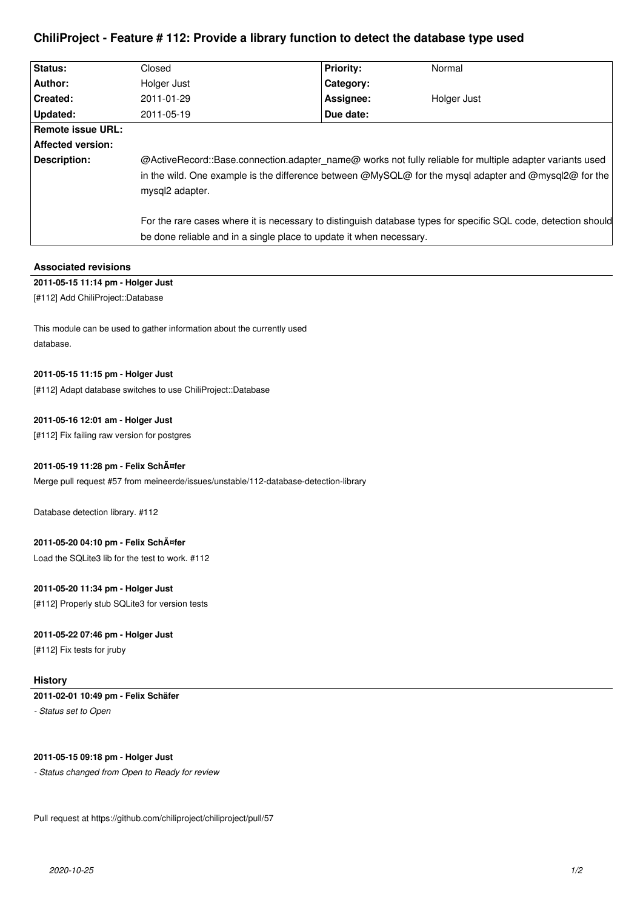# ChiliProject - Feature # 112: Provide a library function to detect the database type used

| Status: | Closed | Priority: | Normal |
|---|---|---|---|
| Author: | Holger Just | Category: | |
| Created: | 2011-01-29 | Assignee: | Holger Just |
| Updated: | 2011-05-19 | Due date: | |
| Remote issue URL: | | | |
| Affected version: | | | |
| Description: | @ActiveRecord::Base.connection.adapter_name@ works not fully reliable for multiple adapter variants used in the wild. One example is the difference between @MySQL@ for the mysql adapter and @mysql2@ for the mysql2 adapter. For the rare cases where it is necessary to distinguish database types for specific SQL code, detection should be done reliable and in a single place to update it when necessary. | | |

## Associated revisions

**2011-05-15 11:14 pm - Holger Just**

[#112] Add ChiliProject::Database

This module can be used to gather information about the currently used database.

**2011-05-15 11:15 pm - Holger Just**

[#112] Adapt database switches to use ChiliProject::Database

**2011-05-16 12:01 am - Holger Just**

[#112] Fix failing raw version for postgres

**2011-05-19 11:28 pm - Felix SchÃ¤fer**

Merge pull request #57 from meineerde/issues/unstable/112-database-detection-library

Database detection library. #112

**2011-05-20 04:10 pm - Felix SchÃ¤fer**

Load the SQLite3 lib for the test to work. #112

**2011-05-20 11:34 pm - Holger Just**

[#112] Properly stub SQLite3 for version tests

**2011-05-22 07:46 pm - Holger Just**

[#112] Fix tests for jruby

## History

**2011-02-01 10:49 pm - Felix Schäfer**

*- Status set to Open*

**2011-05-15 09:18 pm - Holger Just**

*- Status changed from Open to Ready for review*

Pull request at https://github.com/chiliproject/chiliproject/pull/57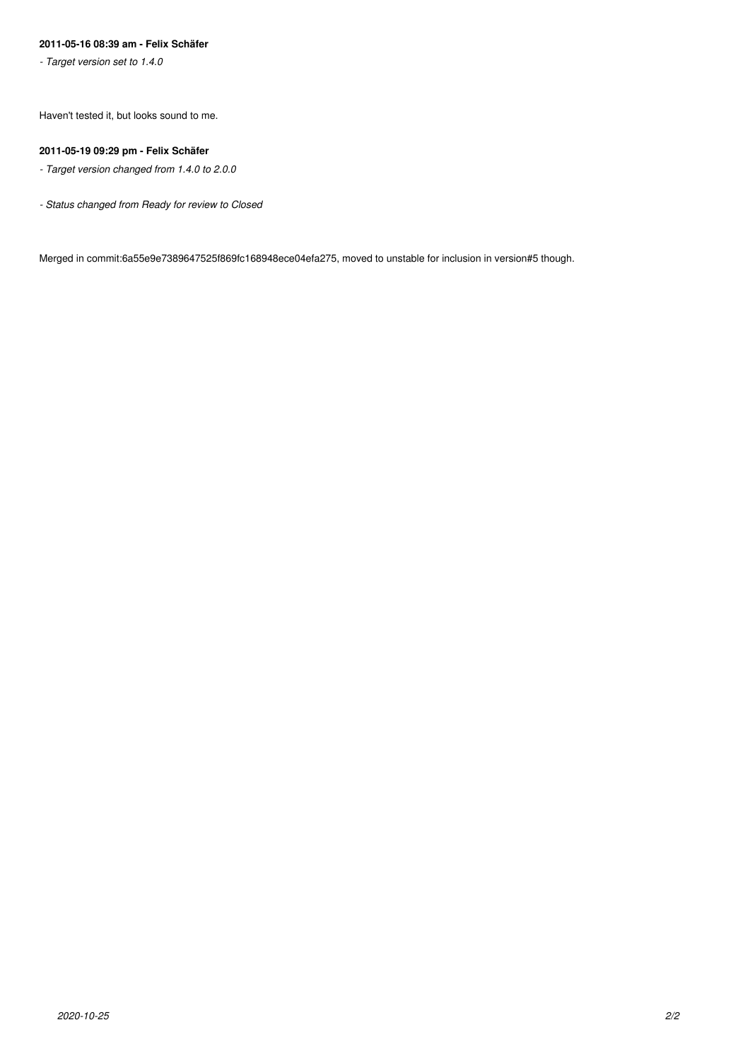**2011-05-16 08:39 am - Felix Schäfer**

*- Target version set to 1.4.0*

Haven't tested it, but looks sound to me.

**2011-05-19 09:29 pm - Felix Schäfer**

*- Target version changed from 1.4.0 to 2.0.0*

*- Status changed from Ready for review to Closed*

Merged in commit:6a55e9e7389647525f869fc168948ece04efa275, moved to unstable for inclusion in version#5 though.